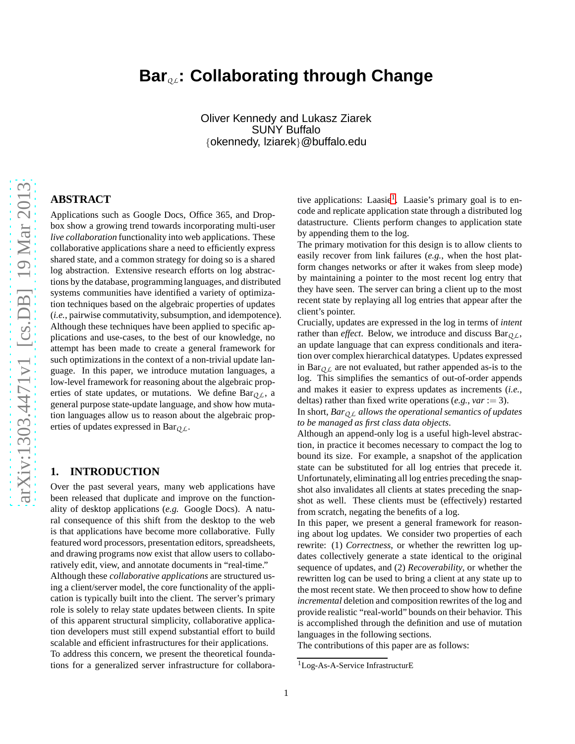# Bar$_{\mathcal{QL}}$: Collaborating through Change

Oliver Kennedy and Lukasz Ziarek
SUNY Buffalo
{okennedy, lziarek}@buffalo.edu

## ABSTRACT

Applications such as Google Docs, Office 365, and Dropbox show a growing trend towards incorporating multi-user *live collaboration* functionality into web applications. These collaborative applications share a need to efficiently express shared state, and a common strategy for doing so is a shared log abstraction. Extensive research efforts on log abstractions by the database, programming languages, and distributed systems communities have identified a variety of optimization techniques based on the algebraic properties of updates (*i.e.*, pairwise commutativity, subsumption, and idempotence). Although these techniques have been applied to specific applications and use-cases, to the best of our knowledge, no attempt has been made to create a general framework for such optimizations in the context of a non-trivial update language. In this paper, we introduce mutation languages, a low-level framework for reasoning about the algebraic properties of state updates, or mutations. We define Bar$_{\mathcal{QL}}$, a general purpose state-update language, and show how mutation languages allow us to reason about the algebraic properties of updates expressed in Bar$_{\mathcal{QL}}$.

## 1. INTRODUCTION

Over the past several years, many web applications have been released that duplicate and improve on the functionality of desktop applications (*e.g.* Google Docs). A natural consequence of this shift from the desktop to the web is that applications have become more collaborative. Fully featured word processors, presentation editors, spreadsheets, and drawing programs now exist that allow users to collaboratively edit, view, and annotate documents in "real-time."

Although these *collaborative applications* are structured using a client/server model, the core functionality of the application is typically built into the client. The server's primary role is solely to relay state updates between clients. In spite of this apparent structural simplicity, collaborative application developers must still expend substantial effort to build scalable and efficient infrastructures for their applications.

To address this concern, we present the theoretical foundations for a generalized server infrastructure for collaborative applications: Laasie[1]. Laasie's primary goal is to encode and replicate application state through a distributed log datastructure. Clients perform changes to application state by appending them to the log.

The primary motivation for this design is to allow clients to easily recover from link failures (*e.g.*, when the host platform changes networks or after it wakes from sleep mode) by maintaining a pointer to the most recent log entry that they have seen. The server can bring a client up to the most recent state by replaying all log entries that appear after the client's pointer.

Crucially, updates are expressed in the log in terms of *intent* rather than *effect*. Below, we introduce and discuss Bar$_{\mathcal{QL}}$, an update language that can express conditionals and iteration over complex hierarchical datatypes. Updates expressed in Bar$_{\mathcal{QL}}$ are not evaluated, but rather appended as-is to the log. This simplifies the semantics of out-of-order appends and makes it easier to express updates as increments (*i.e.*, deltas) rather than fixed write operations (*e.g.*, $var := 3$).

In short, *Bar$_{\mathcal{QL}}$ allows the operational semantics of updates to be managed as first class data objects*.

Although an append-only log is a useful high-level abstraction, in practice it becomes necessary to compact the log to bound its size. For example, a snapshot of the application state can be substituted for all log entries that precede it. Unfortunately, eliminating all log entries preceding the snapshot also invalidates all clients at states preceding the snapshot as well. These clients must be (effectively) restarted from scratch, negating the benefits of a log.

In this paper, we present a general framework for reasoning about log updates. We consider two properties of each rewrite: (1) *Correctness*, or whether the rewritten log updates collectively generate a state identical to the original sequence of updates, and (2) *Recoverability*, or whether the rewritten log can be used to bring a client at any state up to the most recent state. We then proceed to show how to define *incremental* deletion and composition rewrites of the log and provide realistic "real-world" bounds on their behavior. This is accomplished through the definition and use of mutation languages in the following sections.

The contributions of this paper are as follows:

[1]Log-As-A-Service InfrastructurE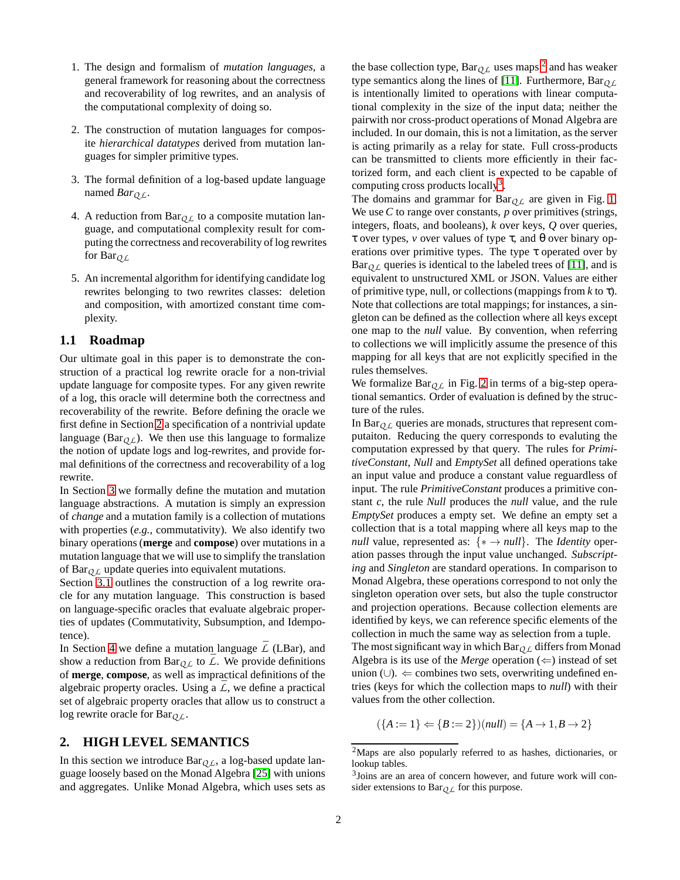1. The design and formalism of *mutation languages*, a general framework for reasoning about the correctness and recoverability of log rewrites, and an analysis of the computational complexity of doing so.

2. The construction of mutation languages for composite *hierarchical datatypes* derived from mutation languages for simpler primitive types.

3. The formal definition of a log-based update language named *Bar*$_{\mathcal{QL}}$.

4. A reduction from Bar$_{\mathcal{QL}}$ to a composite mutation language, and computational complexity result for computing the correctness and recoverability of log rewrites for Bar$_{\mathcal{QL}}$

5. An incremental algorithm for identifying candidate log rewrites belonging to two rewrites classes: deletion and composition, with amortized constant time complexity.

## 1.1 Roadmap

Our ultimate goal in this paper is to demonstrate the construction of a practical log rewrite oracle for a non-trivial update language for composite types. For any given rewrite of a log, this oracle will determine both the correctness and recoverability of the rewrite. Before defining the oracle we first define in Section 2 a specification of a nontrivial update language (Bar$_{\mathcal{QL}}$). We then use this language to formalize the notion of update logs and log-rewrites, and provide formal definitions of the correctness and recoverability of a log rewrite.

In Section 3 we formally define the mutation and mutation language abstractions. A mutation is simply an expression of *change* and a mutation family is a collection of mutations with properties (*e.g.,* commutativity). We also identify two binary operations (**merge** and **compose**) over mutations in a mutation language that we will use to simplify the translation of Bar$_{\mathcal{QL}}$ update queries into equivalent mutations.

Section 3.1 outlines the construction of a log rewrite oracle for any mutation language. This construction is based on language-specific oracles that evaluate algebraic properties of updates (Commutativity, Subsumption, and Idempotence).

In Section 4 we define a mutation language $\bar{\mathcal{L}}$ (LBar), and show a reduction from Bar$_{\mathcal{QL}}$ to $\bar{\mathcal{L}}$. We provide definitions of **merge**, **compose**, as well as impractical definitions of the algebraic property oracles. Using a $\bar{\mathcal{L}}$, we define a practical set of algebraic property oracles that allow us to construct a log rewrite oracle for Bar$_{\mathcal{QL}}$.

# 2. HIGH LEVEL SEMANTICS

In this section we introduce Bar$_{\mathcal{QL}}$, a log-based update language loosely based on the Monad Algebra [25] with unions and aggregates. Unlike Monad Algebra, which uses sets as the base collection type, Bar$_{\mathcal{QL}}$ uses maps[2] and has weaker type semantics along the lines of [11]. Furthermore, Bar$_{\mathcal{QL}}$ is intentionally limited to operations with linear computational complexity in the size of the input data; neither the pairwith nor cross-product operations of Monad Algebra are included. In our domain, this is not a limitation, as the server is acting primarily as a relay for state. Full cross-products can be transmitted to clients more efficiently in their factorized form, and each client is expected to be capable of computing cross products locally[3].

The domains and grammar for Bar$_{\mathcal{QL}}$ are given in Fig. 1. We use $C$ to range over constants, $p$ over primitives (strings, integers, floats, and booleans), $k$ over keys, $Q$ over queries, $\tau$ over types, $v$ over values of type $\tau$, and $\theta$ over binary operations over primitive types. The type $\tau$ operated over by Bar$_{\mathcal{QL}}$ queries is identical to the labeled trees of [11], and is equivalent to unstructured XML or JSON. Values are either of primitive type, null, or collections (mappings from $k$ to $\tau$). Note that collections are total mappings; for instances, a singleton can be defined as the collection where all keys except one map to the *null* value. By convention, when referring to collections we will implicitly assume the presence of this mapping for all keys that are not explicitly specified in the rules themselves.

We formalize Bar$_{\mathcal{QL}}$ in Fig. 2 in terms of a big-step operational semantics. Order of evaluation is defined by the structure of the rules.

In Bar$_{\mathcal{QL}}$ queries are monads, structures that represent computaiton. Reducing the query corresponds to evaluting the computation expressed by that query. The rules for *PrimitiveConstant*, *Null* and *EmptySet* all defined operations take an input value and produce a constant value reguardless of input. The rule *PrimitiveConstant* produces a primitive constant $c$, the rule *Null* produces the *null* value, and the rule *EmptySet* produces a empty set. We define an empty set a collection that is a total mapping where all keys map to the *null* value, represented as: $\{* \rightarrow null\}$. The *Identity* operation passes through the input value unchanged. *Subscripting* and *Singleton* are standard operations. In comparison to Monad Algebra, these operations correspond to not only the singleton operation over sets, but also the tuple constructor and projection operations. Because collection elements are identified by keys, we can reference specific elements of the collection in much the same way as selection from a tuple.

The most significant way in which Bar$_{\mathcal{QL}}$ differs from Monad Algebra is its use of the *Merge* operation ($\Leftarrow$) instead of set union ($\cup$). $\Leftarrow$ combines two sets, overwriting undefined entries (keys for which the collection maps to *null*) with their values from the other collection.

$$(\{A := 1\} \Leftarrow \{B := 2\})(null) = \{A \rightarrow 1, B \rightarrow 2\}$$

[2] Maps are also popularly referred to as hashes, dictionaries, or lookup tables.

[3] Joins are an area of concern however, and future work will consider extensions to Bar$_{\mathcal{QL}}$ for this purpose.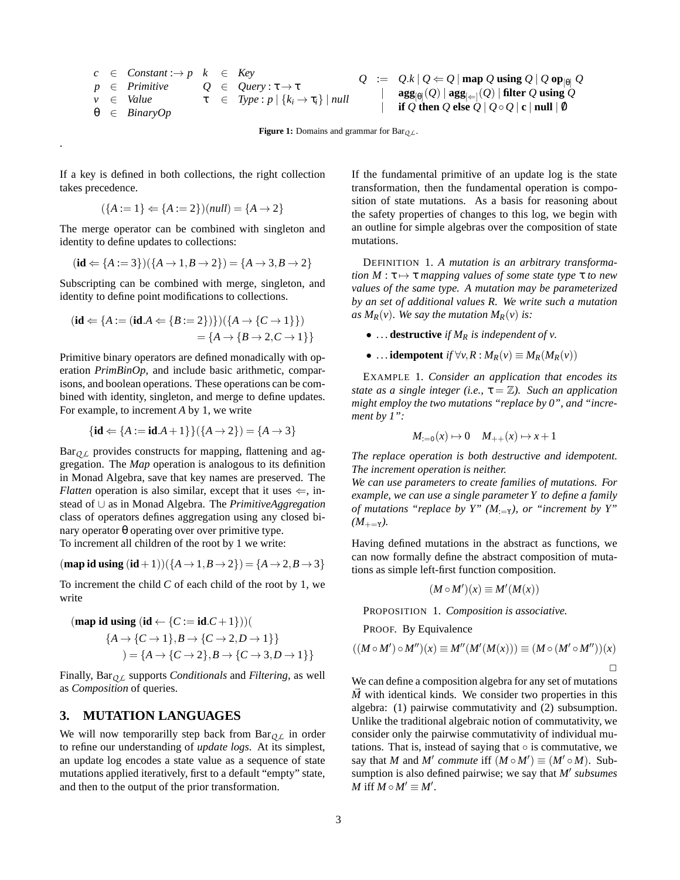$$
\begin{array}{lll}
c \in \textit{Constant} : \to p & k \in \textit{Key} & Q \;:=\; Q.k \mid Q \Leftarrow Q \mid \textbf{map } Q \textbf{ using } Q \mid Q \textbf{ op}_{[\theta]}\ Q \\
p \in \textit{Primitive} & Q \in \textit{Query} : \tau \to \tau & \quad\;\mid\; \textbf{agg}_{[\theta]}(Q) \mid \textbf{agg}_{[\Leftarrow]}(Q) \mid \textbf{filter } Q \textbf{ using } Q \\
v \in \textit{Value} & \tau \in \textit{Type} : p \mid \{k_i \to \tau_i\} \mid \textit{null} & \quad\;\mid\; \textbf{if } Q \textbf{ then } Q \textbf{ else } Q \mid Q \circ Q \mid \mathbf{c} \mid \textbf{null} \mid \emptyset \\
\theta \in \textit{BinaryOp} & &
\end{array}
$$

**Figure 1:** Domains and grammar for $\text{Bar}_{\mathcal{QL}}$.

.

If a key is defined in both collections, the right collection takes precedence.

$$(\{A := 1\} \Leftarrow \{A := 2\})(\textit{null}) = \{A \to 2\}$$

The merge operator can be combined with singleton and identity to define updates to collections:

$$(\mathbf{id} \Leftarrow \{A := 3\})(\{A \to 1, B \to 2\}) = \{A \to 3, B \to 2\}$$

Subscripting can be combined with merge, singleton, and identity to define point modifications to collections.

$$
\begin{aligned}
(\mathbf{id} \Leftarrow \{A := (\mathbf{id}.A \Leftarrow \{B := 2\})\})(\{A \to \{C \to 1\}\}) \\
= \{A \to \{B \to 2, C \to 1\}\}
\end{aligned}
$$

Primitive binary operators are defined monadically with operation *PrimBinOp*, and include basic arithmetic, comparisons, and boolean operations. These operations can be combined with identity, singleton, and merge to define updates. For example, to increment $A$ by 1, we write

$$\{\mathbf{id} \Leftarrow \{A := \mathbf{id}.A + 1\}\}(\{A \to 2\}) = \{A \to 3\}$$

$\text{Bar}_{\mathcal{QL}}$ provides constructs for mapping, flattening and aggregation. The *Map* operation is analogous to its definition in Monad Algebra, save that key names are preserved. The *Flatten* operation is also similar, except that it uses $\Leftarrow$, instead of $\cup$ as in Monad Algebra. The *PrimitiveAggregation* class of operators defines aggregation using any closed binary operator $\theta$ operating over over primitive type.
To increment all children of the root by 1 we write:

$$(\textbf{map id using } (\mathbf{id} + 1))(\{A \to 1, B \to 2\}) = \{A \to 2, B \to 3\}$$

To increment the child $C$ of each child of the root by 1, we write

$$
\begin{aligned}
&(\textbf{map id using } (\mathbf{id} \leftarrow \{C := \mathbf{id}.C + 1\}))( \\
&\quad \{A \to \{C \to 1\}, B \to \{C \to 2, D \to 1\}\} \\
&\quad ) = \{A \to \{C \to 2\}, B \to \{C \to 3, D \to 1\}\}
\end{aligned}
$$

Finally, $\text{Bar}_{\mathcal{QL}}$ supports *Conditionals* and *Filtering*, as well as *Composition* of queries.

## 3. MUTATION LANGUAGES

We will now temporarilly step back from $\text{Bar}_{\mathcal{QL}}$ in order to refine our understanding of *update logs*. At its simplest, an update log encodes a state value as a sequence of state mutations applied iteratively, first to a default "empty" state, and then to the output of the prior transformation.

If the fundamental primitive of an update log is the state transformation, then the fundamental operation is composition of state mutations. As a basis for reasoning about the safety properties of changes to this log, we begin with an outline for simple algebras over the composition of state mutations.

DEFINITION 1. *A mutation is an arbitrary transformation $M : \tau \mapsto \tau$ mapping values of some state type $\tau$ to new values of the same type. A mutation may be parameterized by an set of additional values $R$. We write such a mutation as $M_R(v)$. We say the mutation $M_R(v)$ is:*

- *…* **destructive** *if $M_R$ is independent of $v$.*
- *…* **idempotent** *if $\forall v, R : M_R(v) \equiv M_R(M_R(v))$*

EXAMPLE 1. *Consider an application that encodes its state as a single integer (i.e., $\tau = \mathbb{Z}$). Such an application might employ the two mutations "replace by 0", and "increment by 1":*

$$M_{:=0}(x) \mapsto 0 \quad M_{++}(x) \mapsto x + 1$$

*The replace operation is both destructive and idempotent. The increment operation is neither.*
*We can use parameters to create families of mutations. For example, we can use a single parameter $Y$ to define a family of mutations "replace by $Y$" ($M_{:=Y}$), or "increment by $Y$" ($M_{+=Y}$).*

Having defined mutations in the abstract as functions, we can now formally define the abstract composition of mutations as simple left-first function composition.

$$(M \circ M')(x) \equiv M'(M(x))$$

PROPOSITION 1. *Composition is associative.*

PROOF. By Equivalence

$$((M \circ M') \circ M'')(x) \equiv M''(M'(M(x))) \equiv (M \circ (M' \circ M''))(x)$$

□

We can define a composition algebra for any set of mutations $\vec{M}$ with identical kinds. We consider two properties in this algebra: (1) pairwise commutativity and (2) subsumption. Unlike the traditional algebraic notion of commutativity, we consider only the pairwise commutativity of individual mutations. That is, instead of saying that $\circ$ is commutative, we say that $M$ and $M'$ *commute* iff $(M \circ M') \equiv (M' \circ M)$. Subsumption is also defined pairwise; we say that $M'$ *subsumes* $M$ iff $M \circ M' \equiv M'$.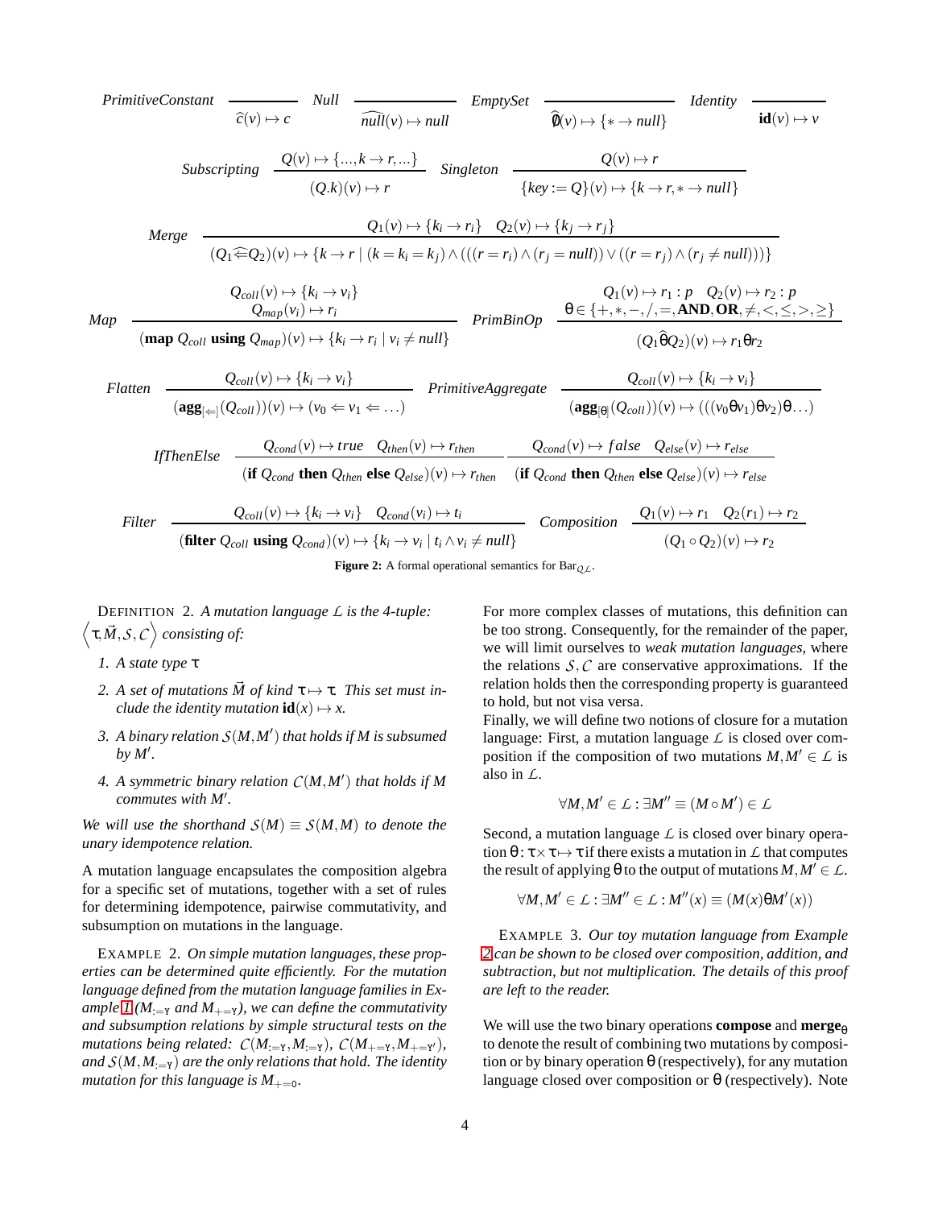$$\textit{PrimitiveConstant}\ \frac{}{\widehat{c}(v) \mapsto c} \quad \textit{Null}\ \frac{}{\widehat{null}(v) \mapsto null} \quad \textit{EmptySet}\ \frac{}{\widehat{\emptyset}(v) \mapsto \{* \to null\}} \quad \textit{Identity}\ \frac{}{\mathbf{id}(v) \mapsto v}$$

$$\textit{Subscripting}\ \frac{Q(v) \mapsto \{\ldots, k \to r, \ldots\}}{(Q.k)(v) \mapsto r} \quad \textit{Singleton}\ \frac{Q(v) \mapsto r}{\{key := Q\}(v) \mapsto \{k \to r, * \to null\}}$$

$$\textit{Merge}\ \frac{Q_1(v) \mapsto \{k_i \to r_i\} \quad Q_2(v) \mapsto \{k_j \to r_j\}}{(Q_1 \widehat{\Leftarrow} Q_2)(v) \mapsto \{k \to r \mid (k = k_i = k_j) \wedge (((r = r_i) \wedge (r_j = null)) \vee ((r = r_j) \wedge (r_j \neq null)))\}}$$

$$\textit{Map}\ \frac{Q_{coll}(v) \mapsto \{k_i \to v_i\} \quad Q_{map}(v_i) \mapsto r_i}{(\mathbf{map}\ Q_{coll}\ \mathbf{using}\ Q_{map})(v) \mapsto \{k_i \to r_i \mid v_i \neq null\}} \quad \textit{PrimBinOp}\ \frac{Q_1(v) \mapsto r_1 : p \quad Q_2(v) \mapsto r_2 : p \quad \theta \in \{+, *, -, /, =, \mathbf{AND}, \mathbf{OR}, \neq, <, \leq, >, \geq\}}{(Q_1 \widehat{\theta} Q_2)(v) \mapsto r_1 \theta r_2}$$

$$\textit{Flatten}\ \frac{Q_{coll}(v) \mapsto \{k_i \to v_i\}}{(\mathbf{agg}_{[\Leftarrow]}(Q_{coll}))(v) \mapsto (v_0 \Leftarrow v_1 \Leftarrow \ldots)} \quad \textit{PrimitiveAggregate}\ \frac{Q_{coll}(v) \mapsto \{k_i \to v_i\}}{(\mathbf{agg}_{[\theta]}(Q_{coll}))(v) \mapsto (((v_0 \theta v_1) \theta v_2) \theta \ldots)}$$

$$\textit{IfThenElse}\ \frac{Q_{cond}(v) \mapsto true \quad Q_{then}(v) \mapsto r_{then}}{(\mathbf{if}\ Q_{cond}\ \mathbf{then}\ Q_{then}\ \mathbf{else}\ Q_{else})(v) \mapsto r_{then}} \quad \frac{Q_{cond}(v) \mapsto false \quad Q_{else}(v) \mapsto r_{else}}{(\mathbf{if}\ Q_{cond}\ \mathbf{then}\ Q_{then}\ \mathbf{else}\ Q_{else})(v) \mapsto r_{else}}$$

$$\textit{Filter}\ \frac{Q_{coll}(v) \mapsto \{k_i \to v_i\} \quad Q_{cond}(v_i) \mapsto t_i}{(\mathbf{filter}\ Q_{coll}\ \mathbf{using}\ Q_{cond})(v) \mapsto \{k_i \to v_i \mid t_i \wedge v_i \neq null\}} \quad \textit{Composition}\ \frac{Q_1(v) \mapsto r_1 \quad Q_2(r_1) \mapsto r_2}{(Q_1 \circ Q_2)(v) \mapsto r_2}$$

**Figure 2:** A formal operational semantics for $\text{Bar}_{\mathcal{QL}}$.

DEFINITION 2. *A mutation language $\mathcal{L}$ is the 4-tuple: $\left\langle \tau, \vec{M}, \mathcal{S}, \mathcal{C} \right\rangle$ consisting of:*

1. *A state type $\tau$*
2. *A set of mutations $\vec{M}$ of kind $\tau \mapsto \tau$. This set must include the identity mutation $\mathbf{id}(x) \mapsto x$.*
3. *A binary relation $\mathcal{S}(M, M')$ that holds if $M$ is subsumed by $M'$.*
4. *A symmetric binary relation $\mathcal{C}(M, M')$ that holds if $M$ commutes with $M'$.*

*We will use the shorthand $\mathcal{S}(M) \equiv \mathcal{S}(M, M)$ to denote the unary idempotence relation.*

A mutation language encapsulates the composition algebra for a specific set of mutations, together with a set of rules for determining idempotence, pairwise commutativity, and subsumption on mutations in the language.

EXAMPLE 2. *On simple mutation languages, these properties can be determined quite efficiently. For the mutation language defined from the mutation language families in Example 1 ($M_{:=\Upsilon}$ and $M_{+=\Upsilon}$), we can define the commutativity and subsumption relations by simple structural tests on the mutations being related: $\mathcal{C}(M_{:=\Upsilon}, M_{:=\Upsilon})$, $\mathcal{C}(M_{+=\Upsilon}, M_{+=\Upsilon'})$, and $\mathcal{S}(M, M_{:=\Upsilon})$ are the only relations that hold. The identity mutation for this language is $M_{+=0}$.*

For more complex classes of mutations, this definition can be too strong. Consequently, for the remainder of the paper, we will limit ourselves to *weak mutation languages*, where the relations $\mathcal{S}, \mathcal{C}$ are conservative approximations. If the relation holds then the corresponding property is guaranteed to hold, but not visa versa.

Finally, we will define two notions of closure for a mutation language: First, a mutation language $\mathcal{L}$ is closed over composition if the composition of two mutations $M, M' \in \mathcal{L}$ is also in $\mathcal{L}$.

$$\forall M, M' \in \mathcal{L} : \exists M'' \equiv (M \circ M') \in \mathcal{L}$$

Second, a mutation language $\mathcal{L}$ is closed over binary operation $\theta : \tau \times \tau \mapsto \tau$ if there exists a mutation in $\mathcal{L}$ that computes the result of applying $\theta$ to the output of mutations $M, M' \in \mathcal{L}$.

$$\forall M, M' \in \mathcal{L} : \exists M'' \in \mathcal{L} : M''(x) \equiv (M(x) \theta M'(x))$$

EXAMPLE 3. *Our toy mutation language from Example 2 can be shown to be closed over composition, addition, and subtraction, but not multiplication. The details of this proof are left to the reader.*

We will use the two binary operations **compose** and $\mathbf{merge}_\theta$ to denote the result of combining two mutations by composition or by binary operation $\theta$ (respectively), for any mutation language closed over composition or $\theta$ (respectively). Note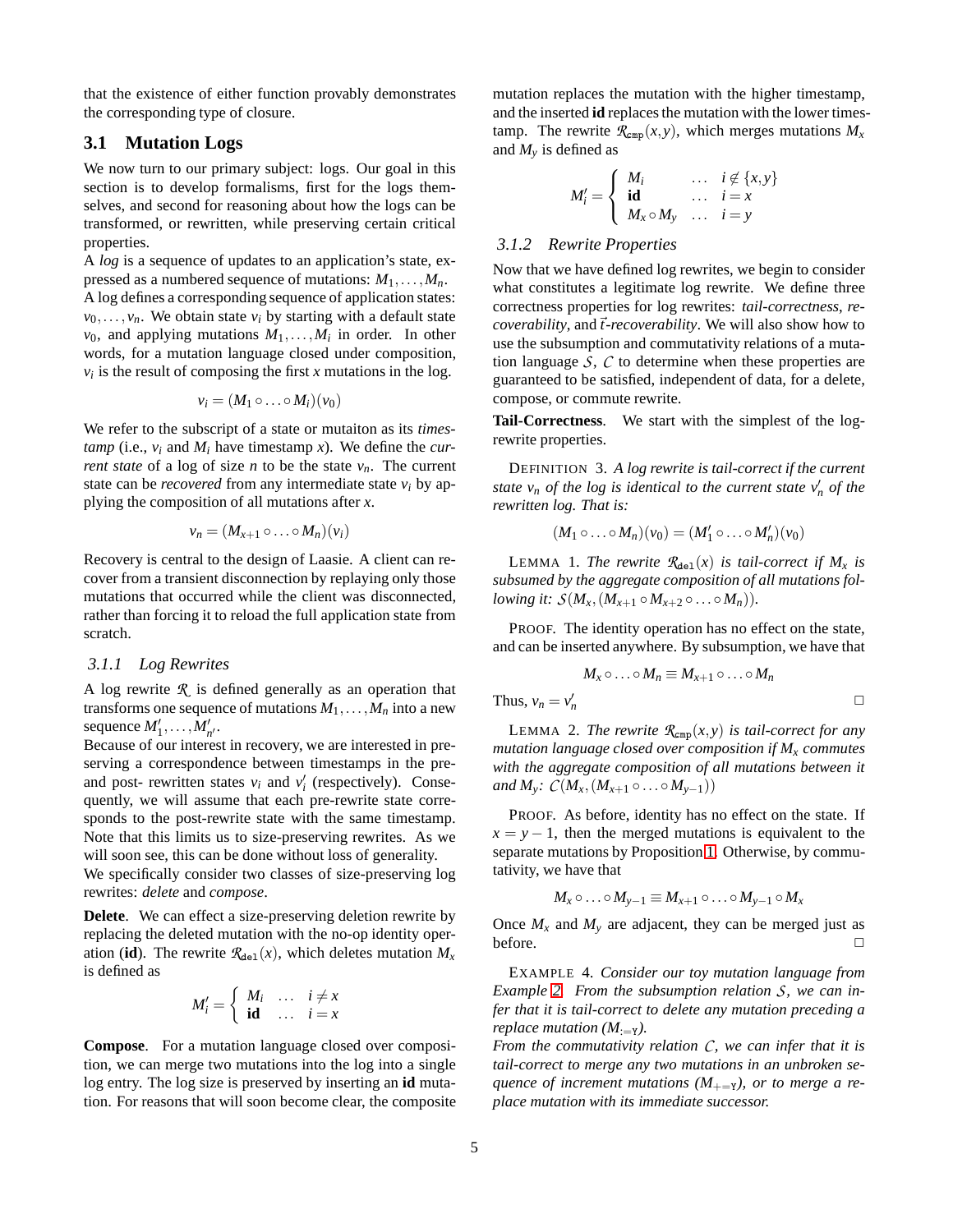that the existence of either function provably demonstrates the corresponding type of closure.

## 3.1 Mutation Logs

We now turn to our primary subject: logs. Our goal in this section is to develop formalisms, first for the logs themselves, and second for reasoning about how the logs can be transformed, or rewritten, while preserving certain critical properties.

A *log* is a sequence of updates to an application's state, expressed as a numbered sequence of mutations: $M_1, \ldots, M_n$.

A log defines a corresponding sequence of application states: $v_0, \ldots, v_n$. We obtain state $v_i$ by starting with a default state $v_0$, and applying mutations $M_1, \ldots, M_i$ in order. In other words, for a mutation language closed under composition, $v_i$ is the result of composing the first $x$ mutations in the log.

$$v_i = (M_1 \circ \ldots \circ M_i)(v_0)$$

We refer to the subscript of a state or mutaiton as its *timestamp* (i.e., $v_i$ and $M_i$ have timestamp $x$). We define the *current state* of a log of size $n$ to be the state $v_n$. The current state can be *recovered* from any intermediate state $v_i$ by applying the composition of all mutations after $x$.

$$v_n = (M_{x+1} \circ \ldots \circ M_n)(v_i)$$

Recovery is central to the design of Laasie. A client can recover from a transient disconnection by replaying only those mutations that occurred while the client was disconnected, rather than forcing it to reload the full application state from scratch.

### 3.1.1 Log Rewrites

A log rewrite $\mathcal{R}$ is defined generally as an operation that transforms one sequence of mutations $M_1, \ldots, M_n$ into a new sequence $M'_1, \ldots, M'_{n'}$.

Because of our interest in recovery, we are interested in preserving a correspondence between timestamps in the pre- and post- rewritten states $v_i$ and $v'_i$ (respectively). Consequently, we will assume that each pre-rewrite state corresponds to the post-rewrite state with the same timestamp. Note that this limits us to size-preserving rewrites. As we will soon see, this can be done without loss of generality.

We specifically consider two classes of size-preserving log rewrites: *delete* and *compose*.

**Delete**. We can effect a size-preserving deletion rewrite by replacing the deleted mutation with the no-op identity operation (**id**). The rewrite $\mathcal{R}_{\texttt{del}}(x)$, which deletes mutation $M_x$ is defined as

$$M'_i = \begin{cases} M_i & \ldots \quad i \neq x \\ \textbf{id} & \ldots \quad i = x \end{cases}$$

**Compose**. For a mutation language closed over composition, we can merge two mutations into the log into a single log entry. The log size is preserved by inserting an **id** mutation. For reasons that will soon become clear, the composite mutation replaces the mutation with the higher timestamp, and the inserted **id** replaces the mutation with the lower timestamp. The rewrite $\mathcal{R}_{\texttt{cmp}}(x, y)$, which merges mutations $M_x$ and $M_y$ is defined as

$$M'_i = \begin{cases} M_i & \ldots \quad i \notin \{x, y\} \\ \textbf{id} & \ldots \quad i = x \\ M_x \circ M_y & \ldots \quad i = y \end{cases}$$

### 3.1.2 Rewrite Properties

Now that we have defined log rewrites, we begin to consider what constitutes a legitimate log rewrite. We define three correctness properties for log rewrites: *tail-correctness*, *recoverability*, and $\vec{t}$*-recoverability*. We will also show how to use the subsumption and commutativity relations of a mutation language $\mathcal{S}$, $\mathcal{C}$ to determine when these properties are guaranteed to be satisfied, independent of data, for a delete, compose, or commute rewrite.

**Tail-Correctness**. We start with the simplest of the log-rewrite properties.

DEFINITION 3. *A log rewrite is tail-correct if the current state $v_n$ of the log is identical to the current state $v'_n$ of the rewritten log. That is:*

$$(M_1 \circ \ldots \circ M_n)(v_0) = (M'_1 \circ \ldots \circ M'_n)(v_0)$$

LEMMA 1. *The rewrite $\mathcal{R}_{\texttt{del}}(x)$ is tail-correct if $M_x$ is subsumed by the aggregate composition of all mutations following it: $\mathcal{S}(M_x, (M_{x+1} \circ M_{x+2} \circ \ldots \circ M_n))$.*

PROOF. The identity operation has no effect on the state, and can be inserted anywhere. By subsumption, we have that

$$M_x \circ \ldots \circ M_n \equiv M_{x+1} \circ \ldots \circ M_n$$

Thus, $v_n = v'_n$ □

LEMMA 2. *The rewrite $\mathcal{R}_{\texttt{cmp}}(x, y)$ is tail-correct for any mutation language closed over composition if $M_x$ commutes with the aggregate composition of all mutations between it and $M_y$: $\mathcal{C}(M_x, (M_{x+1} \circ \ldots \circ M_{y-1}))$*

PROOF. As before, identity has no effect on the state. If $x = y - 1$, then the merged mutations is equivalent to the separate mutations by Proposition 1. Otherwise, by commutativity, we have that

$$M_x \circ \ldots \circ M_{y-1} \equiv M_{x+1} \circ \ldots \circ M_{y-1} \circ M_x$$

Once $M_x$ and $M_y$ are adjacent, they can be merged just as before. □

EXAMPLE 4. *Consider our toy mutation language from Example 2. From the subsumption relation $\mathcal{S}$, we can infer that it is tail-correct to delete any mutation preceding a replace mutation ($M_{:=\texttt{Y}}$).*

*From the commutativity relation $\mathcal{C}$, we can infer that it is tail-correct to merge any two mutations in an unbroken sequence of increment mutations ($M_{+=\texttt{Y}}$), or to merge a replace mutation with its immediate successor.*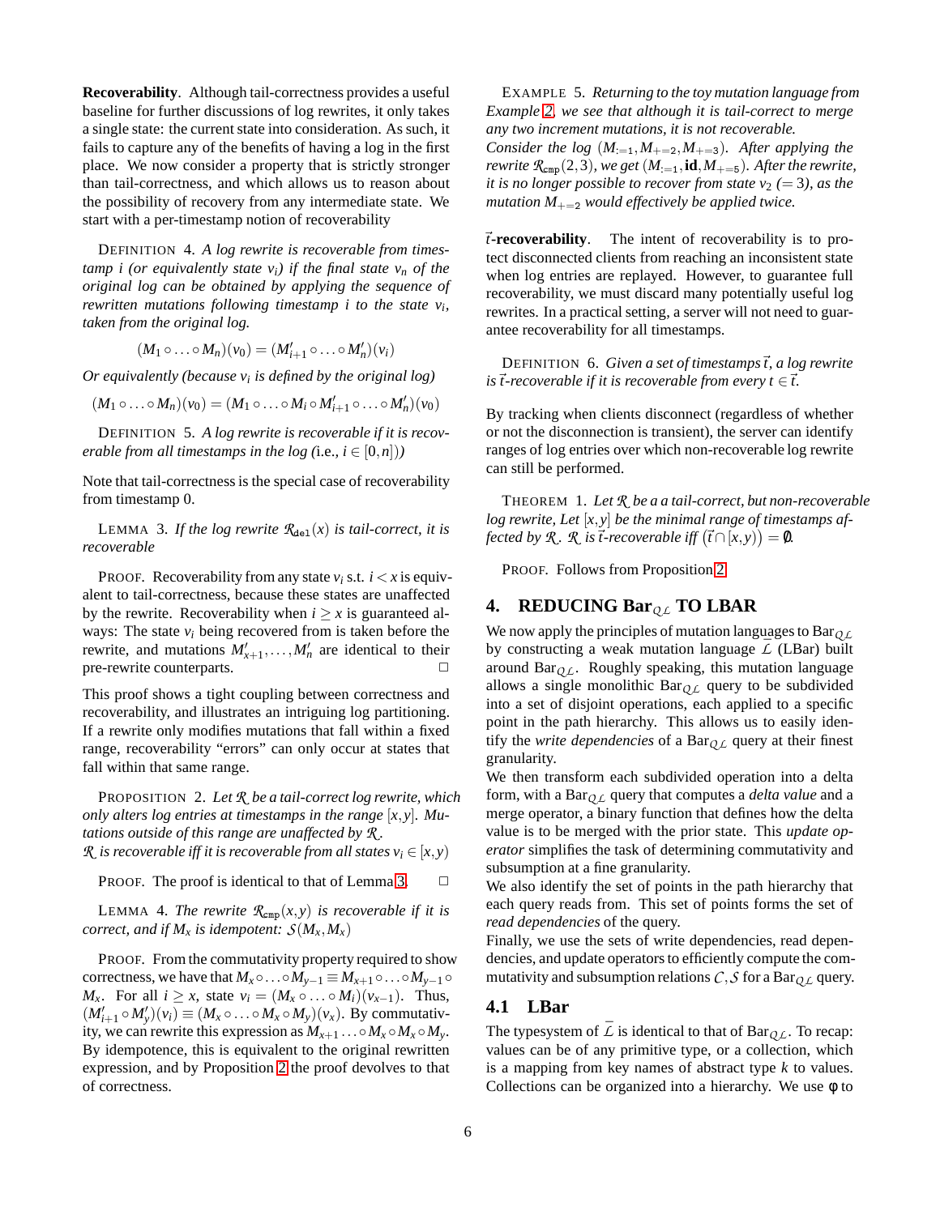**Recoverability**. Although tail-correctness provides a useful baseline for further discussions of log rewrites, it only takes a single state: the current state into consideration. As such, it fails to capture any of the benefits of having a log in the first place. We now consider a property that is strictly stronger than tail-correctness, and which allows us to reason about the possibility of recovery from any intermediate state. We start with a per-timestamp notion of recoverability

DEFINITION 4. *A log rewrite is recoverable from timestamp $i$ (or equivalently state $v_i$) if the final state $v_n$ of the original log can be obtained by applying the sequence of rewritten mutations following timestamp $i$ to the state $v_i$, taken from the original log.*

$$(M_1 \circ \ldots \circ M_n)(v_0) = (M'_{i+1} \circ \ldots \circ M'_n)(v_i)$$

*Or equivalently (because $v_i$ is defined by the original log)*

$$(M_1 \circ \ldots \circ M_n)(v_0) = (M_1 \circ \ldots \circ M_i \circ M'_{i+1} \circ \ldots \circ M'_n)(v_0)$$

DEFINITION 5. *A log rewrite is recoverable if it is recoverable from all timestamps in the log (*i.e., *$i \in [0,n]$))*

Note that tail-correctness is the special case of recoverability from timestamp 0.

LEMMA 3. *If the log rewrite $\mathcal{R}_{\texttt{del}}(x)$ is tail-correct, it is recoverable*

PROOF. Recoverability from any state $v_i$ s.t. $i < x$ is equivalent to tail-correctness, because these states are unaffected by the rewrite. Recoverability when $i \geq x$ is guaranteed always: The state $v_i$ being recovered from is taken before the rewrite, and mutations $M'_{x+1}, \ldots, M'_n$ are identical to their pre-rewrite counterparts. □

This proof shows a tight coupling between correctness and recoverability, and illustrates an intriguing log partitioning. If a rewrite only modifies mutations that fall within a fixed range, recoverability "errors" can only occur at states that fall within that same range.

PROPOSITION 2. *Let $\mathcal{R}$ be a tail-correct log rewrite, which only alters log entries at timestamps in the range $[x,y]$. Mutations outside of this range are unaffected by $\mathcal{R}$.*
*$\mathcal{R}$ is recoverable iff it is recoverable from all states $v_i \in [x,y)$*

PROOF. The proof is identical to that of Lemma 3. □

LEMMA 4. *The rewrite $\mathcal{R}_{\texttt{cmp}}(x,y)$ is recoverable if it is correct, and if $M_x$ is idempotent: $\mathcal{S}(M_x, M_x)$*

PROOF. From the commutativity property required to show correctness, we have that $M_x \circ \ldots \circ M_{y-1} \equiv M_{x+1} \circ \ldots \circ M_{y-1} \circ M_x$. For all $i \geq x$, state $v_i = (M_x \circ \ldots \circ M_i)(v_{x-1})$. Thus, $(M'_{i+1} \circ M'_y)(v_i) \equiv (M_x \circ \ldots \circ M_x \circ M_y)(v_x)$. By commutativity, we can rewrite this expression as $M_{x+1} \ldots \circ M_x \circ M_x \circ M_y$. By idempotence, this is equivalent to the original rewritten expression, and by Proposition 2 the proof devolves to that of correctness.

EXAMPLE 5. *Returning to the toy mutation language from Example 2, we see that although it is tail-correct to merge any two increment mutations, it is not recoverable.*
*Consider the log $(M_{:=1}, M_{+=2}, M_{+=3})$. After applying the rewrite $\mathcal{R}_{\texttt{cmp}}(2,3)$, we get $(M_{:=1}, \textbf{id}, M_{+=5})$. After the rewrite, it is no longer possible to recover from state $v_2$ $(=3)$, as the mutation $M_{+=2}$ would effectively be applied twice.*

**$\vec{t}$-recoverability**. The intent of recoverability is to protect disconnected clients from reaching an inconsistent state when log entries are replayed. However, to guarantee full recoverability, we must discard many potentially useful log rewrites. In a practical setting, a server will not need to guarantee recoverability for all timestamps.

DEFINITION 6. *Given a set of timestamps $\vec{t}$, a log rewrite is $\vec{t}$-recoverable if it is recoverable from every $t \in \vec{t}$.*

By tracking when clients disconnect (regardless of whether or not the disconnection is transient), the server can identify ranges of log entries over which non-recoverable log rewrite can still be performed.

THEOREM 1. *Let $\mathcal{R}$ be a a tail-correct, but non-recoverable log rewrite, Let $[x,y]$ be the minimal range of timestamps affected by $\mathcal{R}$. $\mathcal{R}$ is $\vec{t}$-recoverable iff $\left(\vec{t} \cap [x,y)\right) = \emptyset$.*

PROOF. Follows from Proposition 2

## 4. REDUCING Bar$_{\mathcal{QL}}$ TO LBAR

We now apply the principles of mutation languages to Bar$_{\mathcal{QL}}$ by constructing a weak mutation language $\bar{\mathcal{L}}$ (LBar) built around Bar$_{\mathcal{QL}}$. Roughly speaking, this mutation language allows a single monolithic Bar$_{\mathcal{QL}}$ query to be subdivided into a set of disjoint operations, each applied to a specific point in the path hierarchy. This allows us to easily identify the *write dependencies* of a Bar$_{\mathcal{QL}}$ query at their finest granularity.

We then transform each subdivided operation into a delta form, with a Bar$_{\mathcal{QL}}$ query that computes a *delta value* and a merge operator, a binary function that defines how the delta value is to be merged with the prior state. This *update operator* simplifies the task of determining commutativity and subsumption at a fine granularity.

We also identify the set of points in the path hierarchy that each query reads from. This set of points forms the set of *read dependencies* of the query.

Finally, we use the sets of write dependencies, read dependencies, and update operators to efficiently compute the commutativity and subsumption relations $\mathcal{C}, \mathcal{S}$ for a Bar$_{\mathcal{QL}}$ query.

### 4.1 LBar

The typesystem of $\bar{\mathcal{L}}$ is identical to that of Bar$_{\mathcal{QL}}$. To recap: values can be of any primitive type, or a collection, which is a mapping from key names of abstract type $k$ to values. Collections can be organized into a hierarchy. We use $\phi$ to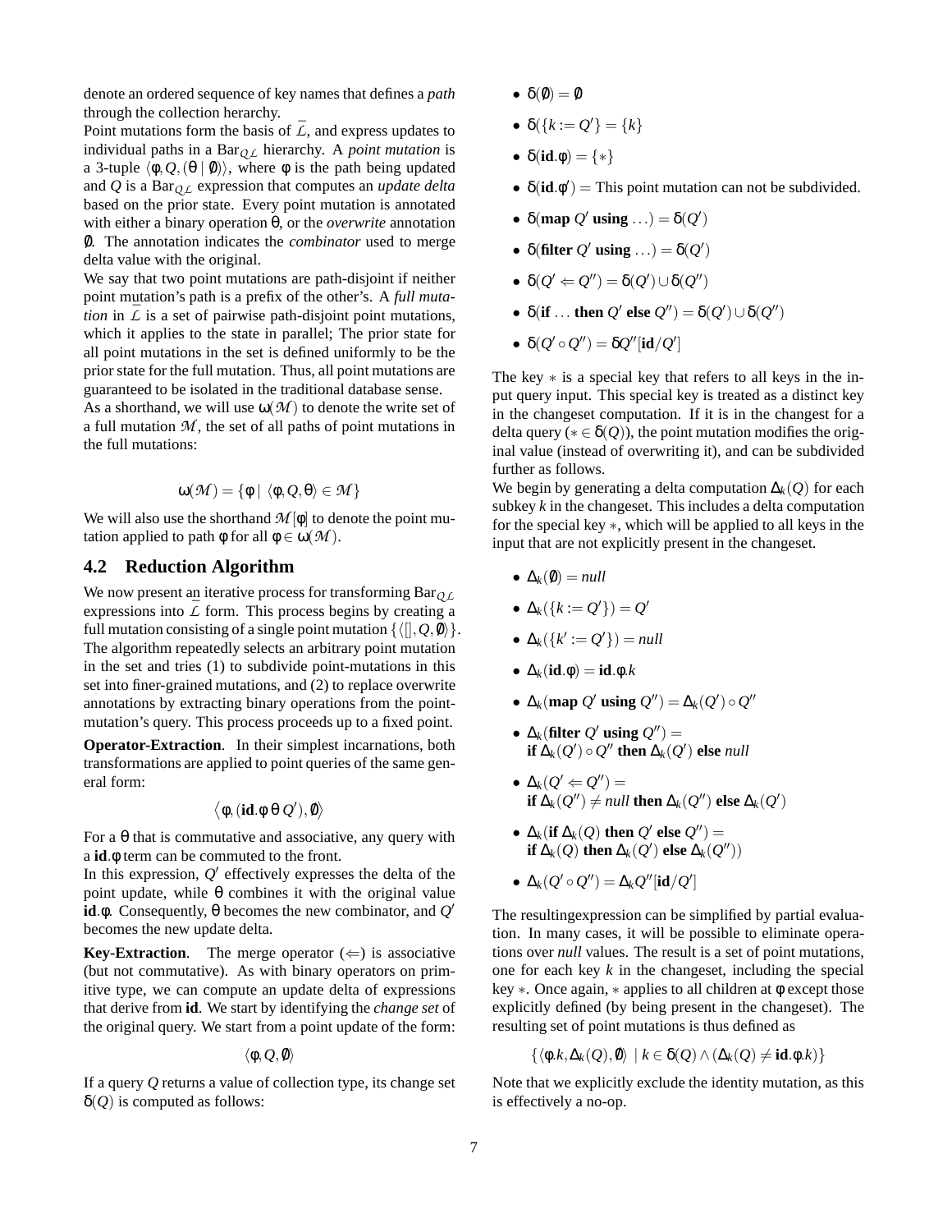denote an ordered sequence of key names that defines a *path* through the collection herarchy.

Point mutations form the basis of $\bar{\mathcal{L}}$, and express updates to individual paths in a $\text{Bar}_{\mathcal{QL}}$ hierarchy. A *point mutation* is a 3-tuple $\langle \phi, Q, (\theta \mid \emptyset) \rangle$, where $\phi$ is the path being updated and $Q$ is a $\text{Bar}_{\mathcal{QL}}$ expression that computes an *update delta* based on the prior state. Every point mutation is annotated with either a binary operation $\theta$, or the *overwrite* annotation $\emptyset$. The annotation indicates the *combinator* used to merge delta value with the original.

We say that two point mutations are path-disjoint if neither point mutation's path is a prefix of the other's. A *full mutation* in $\bar{\mathcal{L}}$ is a set of pairwise path-disjoint point mutations, which it applies to the state in parallel; The prior state for all point mutations in the set is defined uniformly to be the prior state for the full mutation. Thus, all point mutations are guaranteed to be isolated in the traditional database sense.

As a shorthand, we will use $\omega(\mathcal{M})$ to denote the write set of a full mutation $\mathcal{M}$, the set of all paths of point mutations in the full mutations:

$$\omega(\mathcal{M}) = \{\phi \mid \langle \phi, Q, \theta \rangle \in \mathcal{M}\}$$

We will also use the shorthand $\mathcal{M}[\phi]$ to denote the point mutation applied to path $\phi$ for all $\phi \in \omega(\mathcal{M})$.

## 4.2 Reduction Algorithm

We now present an iterative process for transforming $\text{Bar}_{\mathcal{QL}}$ expressions into $\bar{\mathcal{L}}$ form. This process begins by creating a full mutation consisting of a single point mutation $\{\langle [], Q, \emptyset \rangle\}$. The algorithm repeatedly selects an arbitrary point mutation in the set and tries (1) to subdivide point-mutations in this set into finer-grained mutations, and (2) to replace overwrite annotations by extracting binary operations from the point-mutation's query. This process proceeds up to a fixed point.

**Operator-Extraction**. In their simplest incarnations, both transformations are applied to point queries of the same general form:

$$\langle \phi, (\textbf{id}.\phi \; \theta \; Q'), \emptyset \rangle$$

For a $\theta$ that is commutative and associative, any query with a $\textbf{id}.\phi$ term can be commuted to the front.

In this expression, $Q'$ effectively expresses the delta of the point update, while $\theta$ combines it with the original value $\textbf{id}.\phi$. Consequently, $\theta$ becomes the new combinator, and $Q'$ becomes the new update delta.

**Key-Extraction**. The merge operator ($\Leftarrow$) is associative (but not commutative). As with binary operators on primitive type, we can compute an update delta of expressions that derive from $\textbf{id}$. We start by identifying the *change set* of the original query. We start from a point update of the form:

$$\langle \phi, Q, \emptyset \rangle$$

If a query $Q$ returns a value of collection type, its change set $\delta(Q)$ is computed as follows:

- $\delta(\emptyset) = \emptyset$
- $\delta(\{k := Q'\} = \{k\}$
- $\delta(\textbf{id}.\phi) = \{*\}$
- $\delta(\textbf{id}.\phi') =$ This point mutation can not be subdivided.
- $\delta(\textbf{map } Q' \textbf{ using } \ldots) = \delta(Q')$
- $\delta(\textbf{filter } Q' \textbf{ using } \ldots) = \delta(Q')$
- $\delta(Q' \Leftarrow Q'') = \delta(Q') \cup \delta(Q'')$
- $\delta(\textbf{if } \ldots \textbf{ then } Q' \textbf{ else } Q'') = \delta(Q') \cup \delta(Q'')$
- $\delta(Q' \circ Q'') = \delta Q''[\textbf{id}/Q']$

The key $*$ is a special key that refers to all keys in the input query input. This special key is treated as a distinct key in the changeset computation. If it is in the changest for a delta query ($* \in \delta(Q)$), the point mutation modifies the original value (instead of overwriting it), and can be subdivided further as follows.

We begin by generating a delta computation $\Delta_k(Q)$ for each subkey $k$ in the changeset. This includes a delta computation for the special key $*$, which will be applied to all keys in the input that are not explicitly present in the changeset.

- $\Delta_k(\emptyset) = null$
- $\Delta_k(\{k := Q'\}) = Q'$
- $\Delta_k(\{k' := Q'\}) = null$
- $\Delta_k(\textbf{id}.\phi) = \textbf{id}.\phi.k$
- $\Delta_k(\textbf{map } Q' \textbf{ using } Q'') = \Delta_k(Q') \circ Q''$
- $\Delta_k(\textbf{filter } Q' \textbf{ using } Q'') =$ $\textbf{if } \Delta_k(Q') \circ Q'' \textbf{ then } \Delta_k(Q') \textbf{ else } null$
- $\Delta_k(Q' \Leftarrow Q'') =$ $\textbf{if } \Delta_k(Q'') \neq null \textbf{ then } \Delta_k(Q'') \textbf{ else } \Delta_k(Q')$
- $\Delta_k(\textbf{if } \Delta_k(Q) \textbf{ then } Q' \textbf{ else } Q'') =$ $\textbf{if } \Delta_k(Q) \textbf{ then } \Delta_k(Q') \textbf{ else } \Delta_k(Q''))$
- $\Delta_k(Q' \circ Q'') = \Delta_k Q''[\textbf{id}/Q']$

The resultingexpression can be simplified by partial evaluation. In many cases, it will be possible to eliminate operations over *null* values. The result is a set of point mutations, one for each key $k$ in the changeset, including the special key $*$. Once again, $*$ applies to all children at $\phi$ except those explicitly defined (by being present in the changeset). The resulting set of point mutations is thus defined as

$$\{\langle \phi.k, \Delta_k(Q), \emptyset \rangle \mid k \in \delta(Q) \wedge (\Delta_k(Q) \neq \textbf{id}.\phi.k)\}$$

Note that we explicitly exclude the identity mutation, as this is effectively a no-op.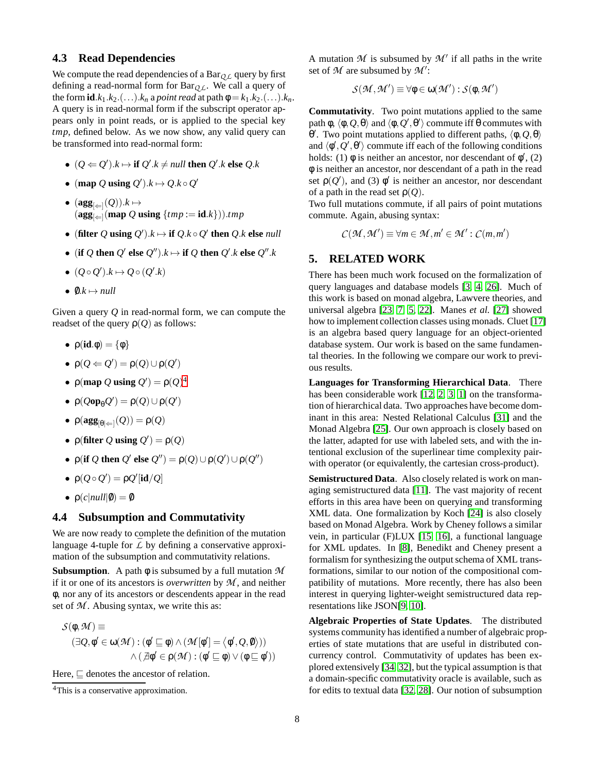### 4.3 Read Dependencies

We compute the read dependencies of a $\text{Bar}_{\mathcal{QL}}$ query by first defining a read-normal form for $\text{Bar}_{\mathcal{QL}}$. We call a query of the form $\textbf{id}.k_1.k_2.(\ldots).k_n$ a *point read* at path $\phi = k_1.k_2.(\ldots).k_n$. A query is in read-normal form if the subscript operator appears only in point reads, or is applied to the special key *tmp*, defined below. As we now show, any valid query can be transformed into read-normal form:

- $(Q \Leftarrow Q').k \mapsto \textbf{if } Q'.k \neq \textit{null} \textbf{ then } Q'.k \textbf{ else } Q.k$
- $(\textbf{map } Q \textbf{ using } Q').k \mapsto Q.k \circ Q'$
- $(\textbf{agg}_{[\Leftarrow]}(Q)).k \mapsto$ $(\textbf{agg}_{[\Leftarrow]}(\textbf{map } Q \textbf{ using } \{tmp := \textbf{id}.k\})).tmp$
- $(\textbf{filter } Q \textbf{ using } Q').k \mapsto \textbf{if } Q.k \circ Q' \textbf{ then } Q.k \textbf{ else } \textit{null}$
- $(\textbf{if } Q \textbf{ then } Q' \textbf{ else } Q'').k \mapsto \textbf{if } Q \textbf{ then } Q'.k \textbf{ else } Q''.k$
- $(Q \circ Q').k \mapsto Q \circ (Q'.k)$
- $\emptyset.k \mapsto \textit{null}$

Given a query $Q$ in read-normal form, we can compute the readset of the query $\rho(Q)$ as follows:

- $\rho(\textbf{id}.\phi) = \{\phi\}$
- $\rho(Q \Leftarrow Q') = \rho(Q) \cup \rho(Q')$
- $\rho(\textbf{map } Q \textbf{ using } Q') = \rho(Q)$[4]
- $\rho(Q\textbf{op}_\theta Q') = \rho(Q) \cup \rho(Q')$
- $\rho(\textbf{agg}_{[\theta|\Leftarrow]}(Q)) = \rho(Q)$
- $\rho(\textbf{filter } Q \textbf{ using } Q') = \rho(Q)$
- $\rho(\textbf{if } Q \textbf{ then } Q' \textbf{ else } Q'') = \rho(Q) \cup \rho(Q') \cup \rho(Q'')$
- $\rho(Q \circ Q') = \rho Q'[\textbf{id}/Q]$
- $\rho(c|\textit{null}|\emptyset) = \emptyset$

### 4.4 Subsumption and Commutativity

We are now ready to complete the definition of the mutation language 4-tuple for $\bar{\mathcal{L}}$ by defining a conservative approximation of the subsumption and commutativity relations.

**Subsumption**. A path $\phi$ is subsumed by a full mutation $\mathcal{M}$ if it or one of its ancestors is *overwritten* by $\mathcal{M}$, and neither $\phi$, nor any of its ancestors or descendents appear in the read set of $\mathcal{M}$. Abusing syntax, we write this as:

$$\begin{aligned} \mathcal{S}(\phi, \mathcal{M}) \equiv \\ (\exists Q, \phi' \in \omega(\mathcal{M}) : (\phi' \sqsubseteq \phi) \wedge (\mathcal{M}[\phi'] = \langle \phi', Q, \emptyset \rangle)) \\ \wedge (\nexists \phi' \in \rho(\mathcal{M}) : (\phi' \sqsubseteq \phi) \vee (\phi \sqsubseteq \phi')) \end{aligned}$$

Here, $\sqsubseteq$ denotes the ancestor of relation.

A mutation $\mathcal{M}$ is subsumed by $\mathcal{M}'$ if all paths in the write set of $\mathcal{M}$ are subsumed by $\mathcal{M}'$:

$$\mathcal{S}(\mathcal{M}, \mathcal{M}') \equiv \forall \phi \in \omega(\mathcal{M}') : \mathcal{S}(\phi, \mathcal{M}')$$

**Commutativity**. Two point mutations applied to the same path $\phi$, $\langle \phi, Q, \theta \rangle$ and $\langle \phi, Q', \theta' \rangle$ commute iff $\theta$ commutes with $\theta'$. Two point mutations applied to different paths, $\langle \phi, Q, \theta \rangle$ and $\langle \phi', Q', \theta' \rangle$ commute iff each of the following conditions holds: (1) $\phi$ is neither an ancestor, nor descendant of $\phi'$, (2) $\phi$ is neither an ancestor, nor descendant of a path in the read set $\rho(Q')$, and (3) $\phi'$ is neither an ancestor, nor descendant of a path in the read set $\rho(Q)$.

Two full mutations commute, if all pairs of point mutations commute. Again, abusing syntax:

$$\mathcal{C}(\mathcal{M}, \mathcal{M}') \equiv \forall m \in \mathcal{M}, m' \in \mathcal{M}' : \mathcal{C}(m, m')$$

## 5. RELATED WORK

There has been much work focused on the formalization of query languages and database models [3, 4, 26]. Much of this work is based on monad algebra, Lawvere theories, and universal algebra [23, 7, 5, 22]. Manes *et al.* [27] showed how to implement collection classes using monads. Cluet [17] is an algebra based query language for an object-oriented database system. Our work is based on the same fundamental theories. In the following we compare our work to previous results.

**Languages for Transforming Hierarchical Data**. There has been considerable work [12, 2, 3, 1] on the transformation of hierarchical data. Two approaches have become dominant in this area: Nested Relational Calculus [31] and the Monad Algebra [25]. Our own approach is closely based on the latter, adapted for use with labeled sets, and with the intentional exclusion of the superlinear time complexity pairwith operator (or equivalently, the cartesian cross-product).

**Semistructured Data**. Also closely related is work on managing semistructured data [11]. The vast majority of recent efforts in this area have been on querying and transforming XML data. One formalization by Koch [24] is also closely based on Monad Algebra. Work by Cheney follows a similar vein, in particular (F)LUX [15, 16], a functional language for XML updates. In [8], Benedikt and Cheney present a formalism for synthesizing the output schema of XML transformations, similar to our notion of the compositional compatibility of mutations. More recently, there has also been interest in querying lighter-weight semistructured data representations like JSON[9, 10].

**Algebraic Properties of State Updates**. The distributed systems community has identified a number of algebraic properties of state mutations that are useful in distributed concurrency control. Commutativity of updates has been explored extensively [34, 32], but the typical assumption is that a domain-specific commutativity oracle is available, such as for edits to textual data [32, 28]. Our notion of subsumption

[4] This is a conservative approximation.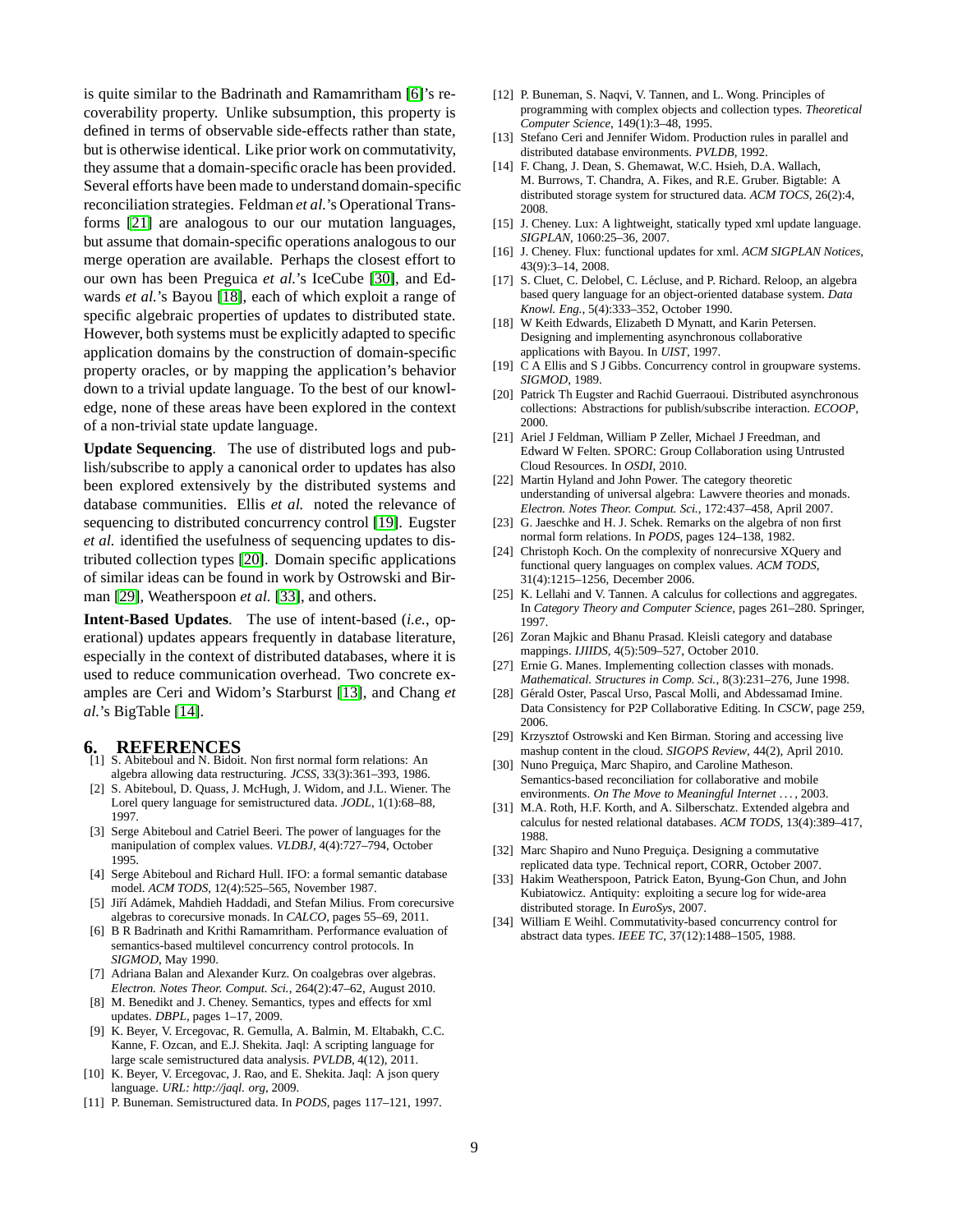is quite similar to the Badrinath and Ramamritham [6]'s recoverability property. Unlike subsumption, this property is defined in terms of observable side-effects rather than state, but is otherwise identical. Like prior work on commutativity, they assume that a domain-specific oracle has been provided. Several efforts have been made to understand domain-specific reconciliation strategies. Feldman *et al.*'s Operational Transforms [21] are analogous to our mutation languages, but assume that domain-specific operations analogous to our merge operation are available. Perhaps the closest effort to our own has been Preguica *et al.*'s IceCube [30], and Edwards *et al.*'s Bayou [18], each of which exploit a range of specific algebraic properties of updates to distributed state. However, both systems must be explicitly adapted to specific application domains by the construction of domain-specific property oracles, or by mapping the application's behavior down to a trivial update language. To the best of our knowledge, none of these areas have been explored in the context of a non-trivial state update language.

**Update Sequencing**. The use of distributed logs and publish/subscribe to apply a canonical order to updates has also been explored extensively by the distributed systems and database communities. Ellis *et al.* noted the relevance of sequencing to distributed concurrency control [19]. Eugster *et al.* identified the usefulness of sequencing updates to distributed collection types [20]. Domain specific applications of similar ideas can be found in work by Ostrowski and Birman [29], Weatherspoon *et al.* [33], and others.

**Intent-Based Updates**. The use of intent-based (*i.e.*, operational) updates appears frequently in database literature, especially in the context of distributed databases, where it is used to reduce communication overhead. Two concrete examples are Ceri and Widom's Starburst [13], and Chang *et al.*'s BigTable [14].

# 6. REFERENCES

[1] S. Abiteboul and N. Bidoit. Non first normal form relations: An algebra allowing data restructuring. *JCSS*, 33(3):361–393, 1986.

[2] S. Abiteboul, D. Quass, J. McHugh, J. Widom, and J.L. Wiener. The Lorel query language for semistructured data. *JODL*, 1(1):68–88, 1997.

[3] Serge Abiteboul and Catriel Beeri. The power of languages for the manipulation of complex values. *VLDBJ*, 4(4):727–794, October 1995.

[4] Serge Abiteboul and Richard Hull. IFO: a formal semantic database model. *ACM TODS*, 12(4):525–565, November 1987.

[5] Jiří Adámek, Mahdieh Haddadi, and Stefan Milius. From corecursive algebras to corecursive monads. In *CALCO*, pages 55–69, 2011.

[6] B R Badrinath and Krithi Ramamritham. Performance evaluation of semantics-based multilevel concurrency control protocols. In *SIGMOD*, May 1990.

[7] Adriana Balan and Alexander Kurz. On coalgebras over algebras. *Electron. Notes Theor. Comput. Sci.*, 264(2):47–62, August 2010.

[8] M. Benedikt and J. Cheney. Semantics, types and effects for xml updates. *DBPL*, pages 1–17, 2009.

[9] K. Beyer, V. Ercegovac, R. Gemulla, A. Balmin, M. Eltabakh, C.C. Kanne, F. Ozcan, and E.J. Shekita. Jaql: A scripting language for large scale semistructured data analysis. *PVLDB*, 4(12), 2011.

[10] K. Beyer, V. Ercegovac, J. Rao, and E. Shekita. Jaql: A json query language. *URL: http://jaql. org*, 2009.

[11] P. Buneman. Semistructured data. In *PODS*, pages 117–121, 1997.

[12] P. Buneman, S. Naqvi, V. Tannen, and L. Wong. Principles of programming with complex objects and collection types. *Theoretical Computer Science*, 149(1):3–48, 1995.

[13] Stefano Ceri and Jennifer Widom. Production rules in parallel and distributed database environments. *PVLDB*, 1992.

[14] F. Chang, J. Dean, S. Ghemawat, W.C. Hsieh, D.A. Wallach, M. Burrows, T. Chandra, A. Fikes, and R.E. Gruber. Bigtable: A distributed storage system for structured data. *ACM TOCS*, 26(2):4, 2008.

[15] J. Cheney. Lux: A lightweight, statically typed xml update language. *SIGPLAN*, 1060:25–36, 2007.

[16] J. Cheney. Flux: functional updates for xml. *ACM SIGPLAN Notices*, 43(9):3–14, 2008.

[17] S. Cluet, C. Delobel, C. Lécluse, and P. Richard. Reloop, an algebra based query language for an object-oriented database system. *Data Knowl. Eng.*, 5(4):333–352, October 1990.

[18] W Keith Edwards, Elizabeth D Mynatt, and Karin Petersen. Designing and implementing asynchronous collaborative applications with Bayou. In *UIST*, 1997.

[19] C A Ellis and S J Gibbs. Concurrency control in groupware systems. *SIGMOD*, 1989.

[20] Patrick Th Eugster and Rachid Guerraoui. Distributed asynchronous collections: Abstractions for publish/subscribe interaction. *ECOOP*, 2000.

[21] Ariel J Feldman, William P Zeller, Michael J Freedman, and Edward W Felten. SPORC: Group Collaboration using Untrusted Cloud Resources. In *OSDI*, 2010.

[22] Martin Hyland and John Power. The category theoretic understanding of universal algebra: Lawvere theories and monads. *Electron. Notes Theor. Comput. Sci.*, 172:437–458, April 2007.

[23] G. Jaeschke and H. J. Schek. Remarks on the algebra of non first normal form relations. In *PODS*, pages 124–138, 1982.

[24] Christoph Koch. On the complexity of nonrecursive XQuery and functional query languages on complex values. *ACM TODS*, 31(4):1215–1256, December 2006.

[25] K. Lellahi and V. Tannen. A calculus for collections and aggregates. In *Category Theory and Computer Science*, pages 261–280. Springer, 1997.

[26] Zoran Majkic and Bhanu Prasad. Kleisli category and database mappings. *IJIIDS*, 4(5):509–527, October 2010.

[27] Ernie G. Manes. Implementing collection classes with monads. *Mathematical. Structures in Comp. Sci.*, 8(3):231–276, June 1998.

[28] Gérald Oster, Pascal Urso, Pascal Molli, and Abdessamad Imine. Data Consistency for P2P Collaborative Editing. In *CSCW*, page 259, 2006.

[29] Krzysztof Ostrowski and Ken Birman. Storing and accessing live mashup content in the cloud. *SIGOPS Review*, 44(2), April 2010.

[30] Nuno Preguiça, Marc Shapiro, and Caroline Matheson. Semantics-based reconciliation for collaborative and mobile environments. *On The Move to Meaningful Internet ...*, 2003.

[31] M.A. Roth, H.F. Korth, and A. Silberschatz. Extended algebra and calculus for nested relational databases. *ACM TODS*, 13(4):389–417, 1988.

[32] Marc Shapiro and Nuno Preguiça. Designing a commutative replicated data type. Technical report, CORR, October 2007.

[33] Hakim Weatherspoon, Patrick Eaton, Byung-Gon Chun, and John Kubiatowicz. Antiquity: exploiting a secure log for wide-area distributed storage. In *EuroSys*, 2007.

[34] William E Weihl. Commutativity-based concurrency control for abstract data types. *IEEE TC*, 37(12):1488–1505, 1988.